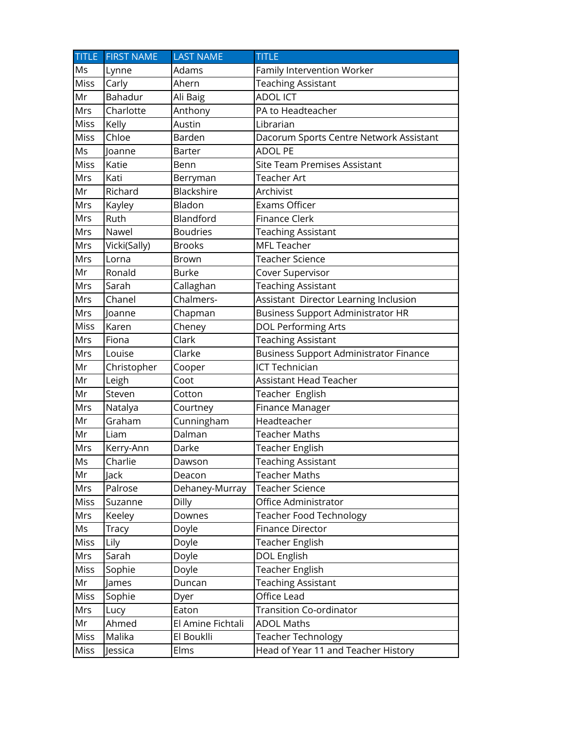| TITLE | FIRST NAME | LAST NAME | TITLE |
|---|---|---|---|
| Ms | Lynne | Adams | Family Intervention Worker |
| Miss | Carly | Ahern | Teaching Assistant |
| Mr | Bahadur | Ali Baig | ADOL ICT |
| Mrs | Charlotte | Anthony | PA to Headteacher |
| Miss | Kelly | Austin | Librarian |
| Miss | Chloe | Barden | Dacorum Sports Centre Network Assistant |
| Ms | Joanne | Barter | ADOL PE |
| Miss | Katie | Benn | Site Team Premises Assistant |
| Mrs | Kati | Berryman | Teacher Art |
| Mr | Richard | Blackshire | Archivist |
| Mrs | Kayley | Bladon | Exams Officer |
| Mrs | Ruth | Blandford | Finance Clerk |
| Mrs | Nawel | Boudries | Teaching Assistant |
| Mrs | Vicki(Sally) | Brooks | MFL Teacher |
| Mrs | Lorna | Brown | Teacher Science |
| Mr | Ronald | Burke | Cover Supervisor |
| Mrs | Sarah | Callaghan | Teaching Assistant |
| Mrs | Chanel | Chalmers- | Assistant Director Learning Inclusion |
| Mrs | Joanne | Chapman | Business Support Administrator HR |
| Miss | Karen | Cheney | DOL Performing Arts |
| Mrs | Fiona | Clark | Teaching Assistant |
| Mrs | Louise | Clarke | Business Support Administrator Finance |
| Mr | Christopher | Cooper | ICT Technician |
| Mr | Leigh | Coot | Assistant Head Teacher |
| Mr | Steven | Cotton | Teacher English |
| Mrs | Natalya | Courtney | Finance Manager |
| Mr | Graham | Cunningham | Headteacher |
| Mr | Liam | Dalman | Teacher Maths |
| Mrs | Kerry-Ann | Darke | Teacher English |
| Ms | Charlie | Dawson | Teaching Assistant |
| Mr | Jack | Deacon | Teacher Maths |
| Mrs | Palrose | Dehaney-Murray | Teacher Science |
| Miss | Suzanne | Dilly | Office Administrator |
| Mrs | Keeley | Downes | Teacher Food Technology |
| Ms | Tracy | Doyle | Finance Director |
| Miss | Lily | Doyle | Teacher English |
| Mrs | Sarah | Doyle | DOL English |
| Miss | Sophie | Doyle | Teacher English |
| Mr | James | Duncan | Teaching Assistant |
| Miss | Sophie | Dyer | Office Lead |
| Mrs | Lucy | Eaton | Transition Co-ordinator |
| Mr | Ahmed | El Amine Fichtali | ADOL Maths |
| Miss | Malika | El Bouklli | Teacher Technology |
| Miss | Jessica | Elms | Head of Year 11 and Teacher History |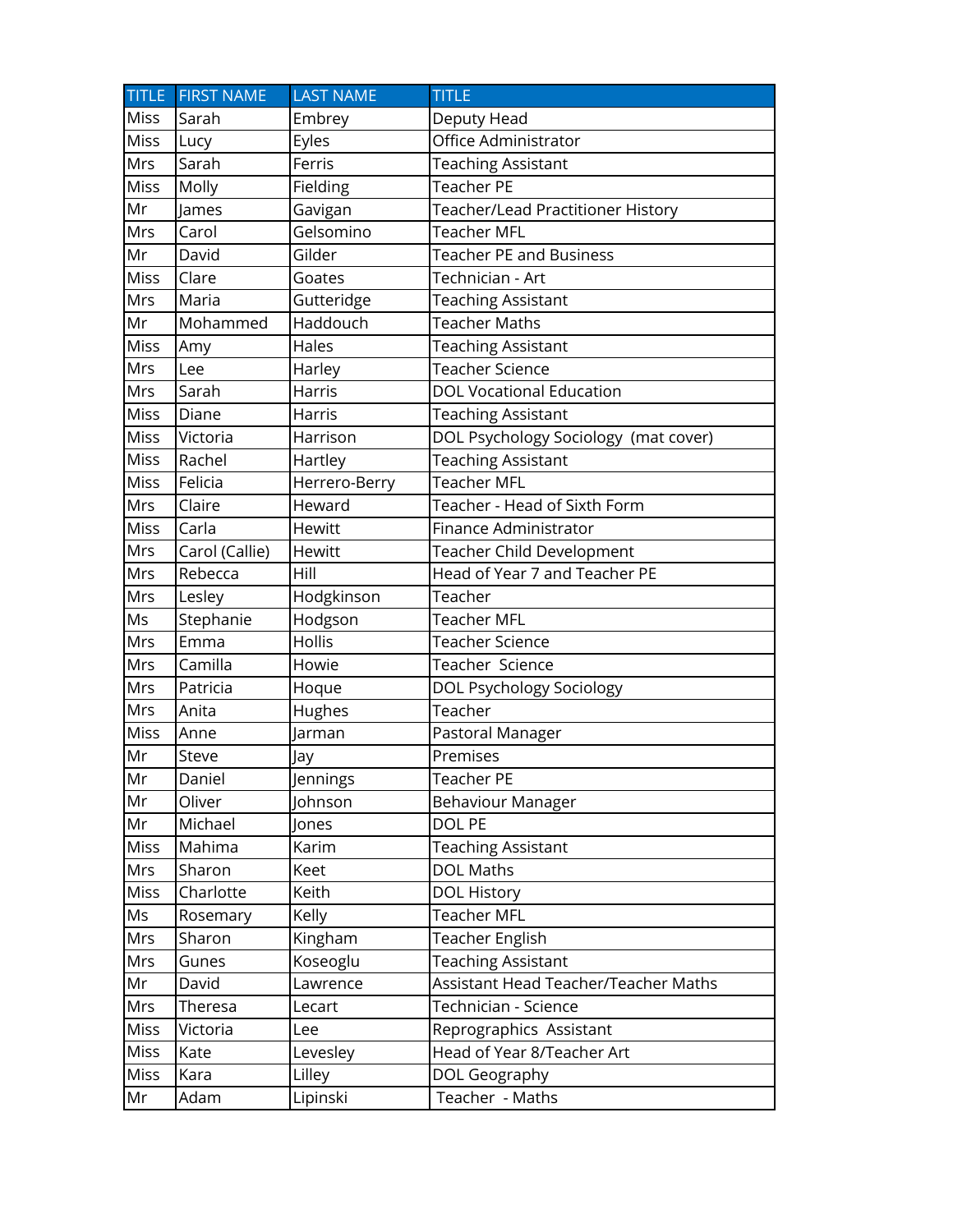| TITLE | FIRST NAME | LAST NAME | TITLE |
|---|---|---|---|
| Miss | Sarah | Embrey | Deputy Head |
| Miss | Lucy | Eyles | Office Administrator |
| Mrs | Sarah | Ferris | Teaching Assistant |
| Miss | Molly | Fielding | Teacher PE |
| Mr | James | Gavigan | Teacher/Lead Practitioner History |
| Mrs | Carol | Gelsomino | Teacher MFL |
| Mr | David | Gilder | Teacher PE and Business |
| Miss | Clare | Goates | Technician - Art |
| Mrs | Maria | Gutteridge | Teaching Assistant |
| Mr | Mohammed | Haddouch | Teacher Maths |
| Miss | Amy | Hales | Teaching Assistant |
| Mrs | Lee | Harley | Teacher Science |
| Mrs | Sarah | Harris | DOL Vocational Education |
| Miss | Diane | Harris | Teaching Assistant |
| Miss | Victoria | Harrison | DOL Psychology Sociology (mat cover) |
| Miss | Rachel | Hartley | Teaching Assistant |
| Miss | Felicia | Herrero-Berry | Teacher MFL |
| Mrs | Claire | Heward | Teacher - Head of Sixth Form |
| Miss | Carla | Hewitt | Finance Administrator |
| Mrs | Carol (Callie) | Hewitt | Teacher Child Development |
| Mrs | Rebecca | Hill | Head of Year 7 and Teacher PE |
| Mrs | Lesley | Hodgkinson | Teacher |
| Ms | Stephanie | Hodgson | Teacher MFL |
| Mrs | Emma | Hollis | Teacher Science |
| Mrs | Camilla | Howie | Teacher Science |
| Mrs | Patricia | Hoque | DOL Psychology Sociology |
| Mrs | Anita | Hughes | Teacher |
| Miss | Anne | Jarman | Pastoral Manager |
| Mr | Steve | Jay | Premises |
| Mr | Daniel | Jennings | Teacher PE |
| Mr | Oliver | Johnson | Behaviour Manager |
| Mr | Michael | Jones | DOL PE |
| Miss | Mahima | Karim | Teaching Assistant |
| Mrs | Sharon | Keet | DOL Maths |
| Miss | Charlotte | Keith | DOL History |
| Ms | Rosemary | Kelly | Teacher MFL |
| Mrs | Sharon | Kingham | Teacher English |
| Mrs | Gunes | Koseoglu | Teaching Assistant |
| Mr | David | Lawrence | Assistant Head Teacher/Teacher Maths |
| Mrs | Theresa | Lecart | Technician - Science |
| Miss | Victoria | Lee | Reprographics Assistant |
| Miss | Kate | Levesley | Head of Year 8/Teacher Art |
| Miss | Kara | Lilley | DOL Geography |
| Mr | Adam | Lipinski | Teacher - Maths |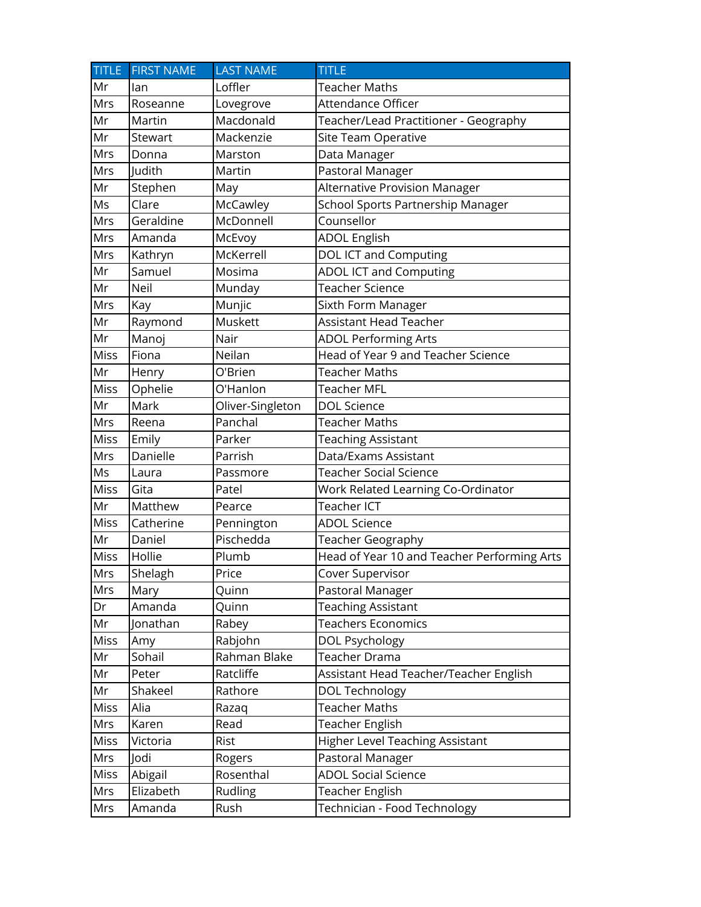| TITLE | FIRST NAME | LAST NAME | TITLE |
|---|---|---|---|
| Mr | Ian | Loffler | Teacher Maths |
| Mrs | Roseanne | Lovegrove | Attendance Officer |
| Mr | Martin | Macdonald | Teacher/Lead Practitioner - Geography |
| Mr | Stewart | Mackenzie | Site Team Operative |
| Mrs | Donna | Marston | Data Manager |
| Mrs | Judith | Martin | Pastoral Manager |
| Mr | Stephen | May | Alternative Provision Manager |
| Ms | Clare | McCawley | School Sports Partnership Manager |
| Mrs | Geraldine | McDonnell | Counsellor |
| Mrs | Amanda | McEvoy | ADOL English |
| Mrs | Kathryn | McKerrell | DOL ICT and Computing |
| Mr | Samuel | Mosima | ADOL ICT and Computing |
| Mr | Neil | Munday | Teacher Science |
| Mrs | Kay | Munjic | Sixth Form Manager |
| Mr | Raymond | Muskett | Assistant Head Teacher |
| Mr | Manoj | Nair | ADOL Performing Arts |
| Miss | Fiona | Neilan | Head of Year 9 and Teacher Science |
| Mr | Henry | O'Brien | Teacher Maths |
| Miss | Ophelie | O'Hanlon | Teacher MFL |
| Mr | Mark | Oliver-Singleton | DOL Science |
| Mrs | Reena | Panchal | Teacher Maths |
| Miss | Emily | Parker | Teaching Assistant |
| Mrs | Danielle | Parrish | Data/Exams Assistant |
| Ms | Laura | Passmore | Teacher Social Science |
| Miss | Gita | Patel | Work Related Learning Co-Ordinator |
| Mr | Matthew | Pearce | Teacher ICT |
| Miss | Catherine | Pennington | ADOL Science |
| Mr | Daniel | Pischedda | Teacher Geography |
| Miss | Hollie | Plumb | Head of Year 10 and Teacher Performing Arts |
| Mrs | Shelagh | Price | Cover Supervisor |
| Mrs | Mary | Quinn | Pastoral Manager |
| Dr | Amanda | Quinn | Teaching Assistant |
| Mr | Jonathan | Rabey | Teachers Economics |
| Miss | Amy | Rabjohn | DOL Psychology |
| Mr | Sohail | Rahman Blake | Teacher Drama |
| Mr | Peter | Ratcliffe | Assistant Head Teacher/Teacher English |
| Mr | Shakeel | Rathore | DOL Technology |
| Miss | Alia | Razaq | Teacher Maths |
| Mrs | Karen | Read | Teacher English |
| Miss | Victoria | Rist | Higher Level Teaching Assistant |
| Mrs | Jodi | Rogers | Pastoral Manager |
| Miss | Abigail | Rosenthal | ADOL Social Science |
| Mrs | Elizabeth | Rudling | Teacher English |
| Mrs | Amanda | Rush | Technician - Food Technology |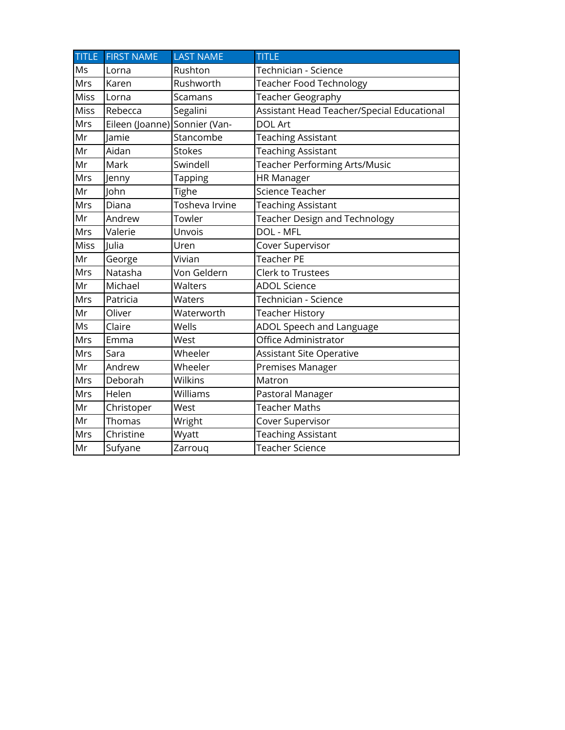| TITLE | FIRST NAME | LAST NAME | TITLE |
|---|---|---|---|
| Ms | Lorna | Rushton | Technician - Science |
| Mrs | Karen | Rushworth | Teacher Food Technology |
| Miss | Lorna | Scamans | Teacher Geography |
| Miss | Rebecca | Segalini | Assistant Head Teacher/Special Educational |
| Mrs | Eileen (Joanne) | Sonnier (Van- | DOL Art |
| Mr | Jamie | Stancombe | Teaching Assistant |
| Mr | Aidan | Stokes | Teaching Assistant |
| Mr | Mark | Swindell | Teacher Performing Arts/Music |
| Mrs | Jenny | Tapping | HR Manager |
| Mr | John | Tighe | Science Teacher |
| Mrs | Diana | Tosheva Irvine | Teaching Assistant |
| Mr | Andrew | Towler | Teacher Design and Technology |
| Mrs | Valerie | Unvois | DOL - MFL |
| Miss | Julia | Uren | Cover Supervisor |
| Mr | George | Vivian | Teacher PE |
| Mrs | Natasha | Von Geldern | Clerk to Trustees |
| Mr | Michael | Walters | ADOL Science |
| Mrs | Patricia | Waters | Technician - Science |
| Mr | Oliver | Waterworth | Teacher History |
| Ms | Claire | Wells | ADOL Speech and Language |
| Mrs | Emma | West | Office Administrator |
| Mrs | Sara | Wheeler | Assistant Site Operative |
| Mr | Andrew | Wheeler | Premises Manager |
| Mrs | Deborah | Wilkins | Matron |
| Mrs | Helen | Williams | Pastoral Manager |
| Mr | Christoper | West | Teacher Maths |
| Mr | Thomas | Wright | Cover Supervisor |
| Mrs | Christine | Wyatt | Teaching Assistant |
| Mr | Sufyane | Zarrouq | Teacher Science |